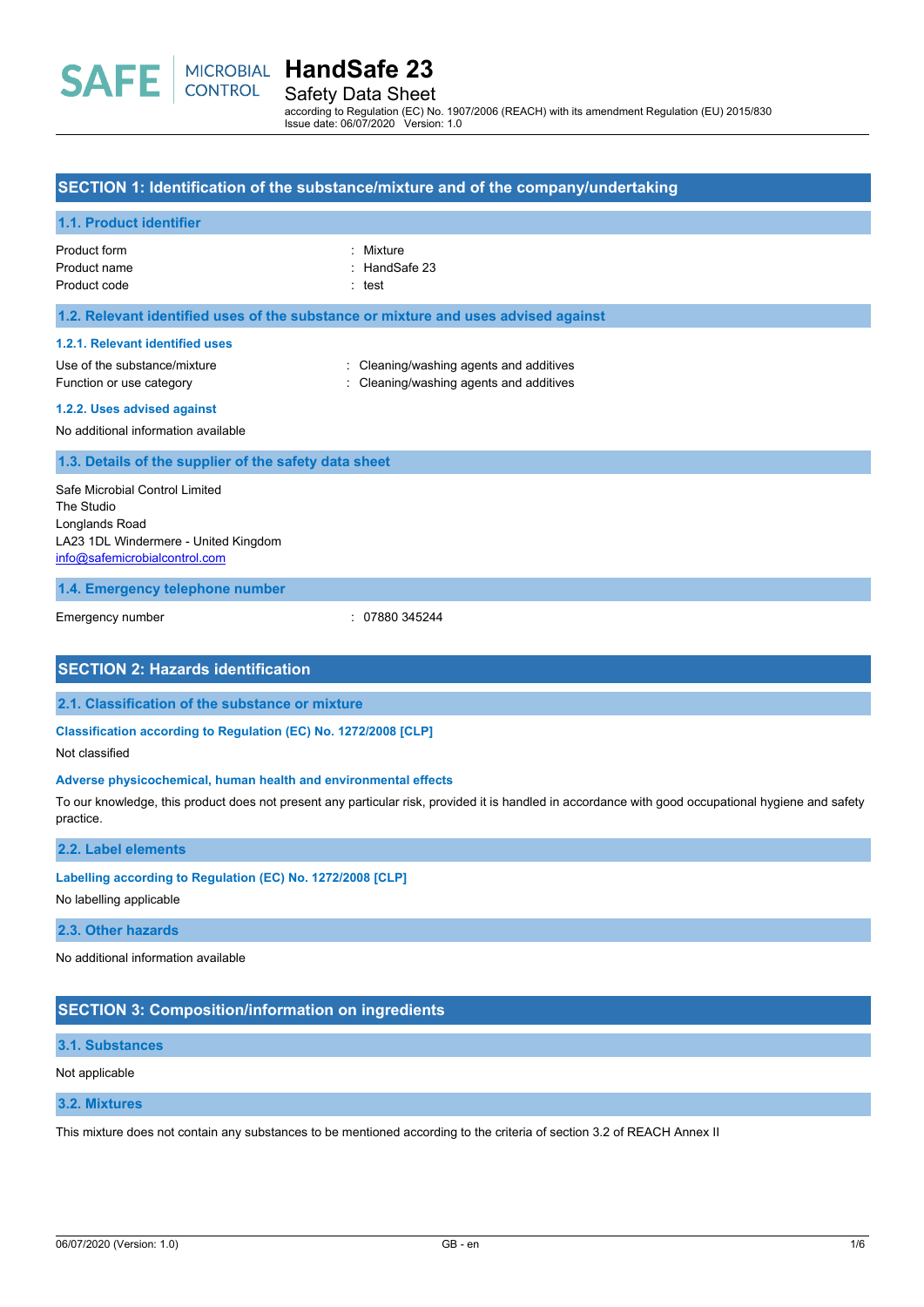SAFE | MICROBIAL CONTROL

# HandSafe 23

Safety Data Sheet

according to Regulation (EC) No. 1907/2006 (REACH) with its amendment Regulation (EU) 2015/830
Issue date: 06/07/2020 Version: 1.0

## SECTION 1: Identification of the substance/mixture and of the company/undertaking

### 1.1. Product identifier

| | |
|---|---|
| Product form | : Mixture |
| Product name | : HandSafe 23 |
| Product code | : test |

### 1.2. Relevant identified uses of the substance or mixture and uses advised against

#### 1.2.1. Relevant identified uses

| | |
|---|---|
| Use of the substance/mixture | : Cleaning/washing agents and additives |
| Function or use category | : Cleaning/washing agents and additives |

#### 1.2.2. Uses advised against

No additional information available

### 1.3. Details of the supplier of the safety data sheet

Safe Microbial Control Limited
The Studio
Longlands Road
LA23 1DL Windermere - United Kingdom
info@safemicrobialcontrol.com

### 1.4. Emergency telephone number

| | |
|---|---|
| Emergency number | : 07880 345244 |

## SECTION 2: Hazards identification

### 2.1. Classification of the substance or mixture

#### Classification according to Regulation (EC) No. 1272/2008 [CLP]

Not classified

#### Adverse physicochemical, human health and environmental effects

To our knowledge, this product does not present any particular risk, provided it is handled in accordance with good occupational hygiene and safety practice.

### 2.2. Label elements

#### Labelling according to Regulation (EC) No. 1272/2008 [CLP]

No labelling applicable

### 2.3. Other hazards

No additional information available

## SECTION 3: Composition/information on ingredients

### 3.1. Substances

Not applicable

### 3.2. Mixtures

This mixture does not contain any substances to be mentioned according to the criteria of section 3.2 of REACH Annex II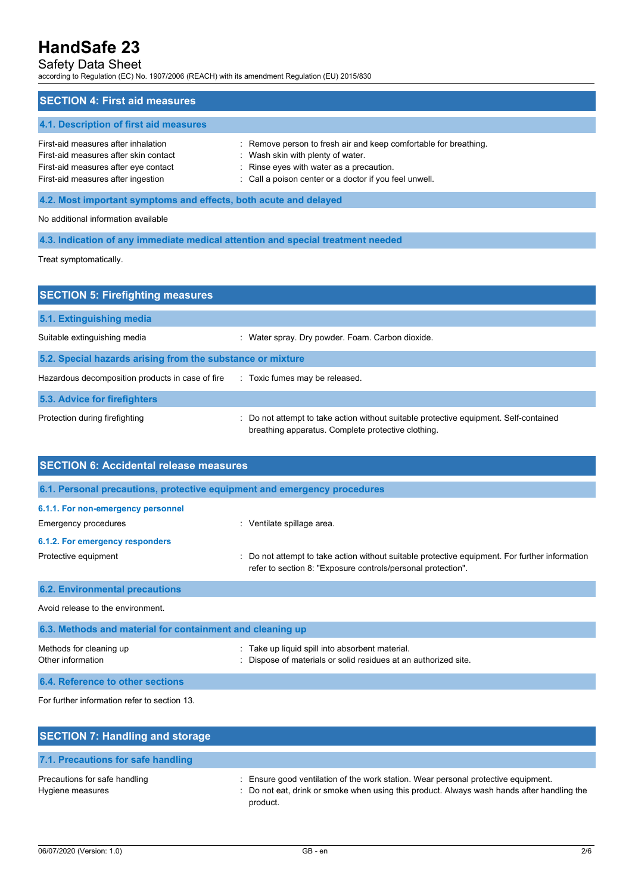## SECTION 4: First aid measures

### 4.1. Description of first aid measures

| | |
|---|---|
| First-aid measures after inhalation | : Remove person to fresh air and keep comfortable for breathing. |
| First-aid measures after skin contact | : Wash skin with plenty of water. |
| First-aid measures after eye contact | : Rinse eyes with water as a precaution. |
| First-aid measures after ingestion | : Call a poison center or a doctor if you feel unwell. |

### 4.2. Most important symptoms and effects, both acute and delayed

No additional information available

### 4.3. Indication of any immediate medical attention and special treatment needed

Treat symptomatically.

## SECTION 5: Firefighting measures

### 5.1. Extinguishing media

| | |
|---|---|
| Suitable extinguishing media | : Water spray. Dry powder. Foam. Carbon dioxide. |

### 5.2. Special hazards arising from the substance or mixture

| | |
|---|---|
| Hazardous decomposition products in case of fire | : Toxic fumes may be released. |

### 5.3. Advice for firefighters

| | |
|---|---|
| Protection during firefighting | : Do not attempt to take action without suitable protective equipment. Self-contained breathing apparatus. Complete protective clothing. |

## SECTION 6: Accidental release measures

### 6.1. Personal precautions, protective equipment and emergency procedures

#### 6.1.1. For non-emergency personnel

| | |
|---|---|
| Emergency procedures | : Ventilate spillage area. |

#### 6.1.2. For emergency responders

| | |
|---|---|
| Protective equipment | : Do not attempt to take action without suitable protective equipment. For further information refer to section 8: "Exposure controls/personal protection". |

### 6.2. Environmental precautions

Avoid release to the environment.

### 6.3. Methods and material for containment and cleaning up

| | |
|---|---|
| Methods for cleaning up | : Take up liquid spill into absorbent material. |
| Other information | : Dispose of materials or solid residues at an authorized site. |

### 6.4. Reference to other sections

For further information refer to section 13.

## SECTION 7: Handling and storage

### 7.1. Precautions for safe handling

| | |
|---|---|
| Precautions for safe handling | : Ensure good ventilation of the work station. Wear personal protective equipment. |
| Hygiene measures | : Do not eat, drink or smoke when using this product. Always wash hands after handling the product. |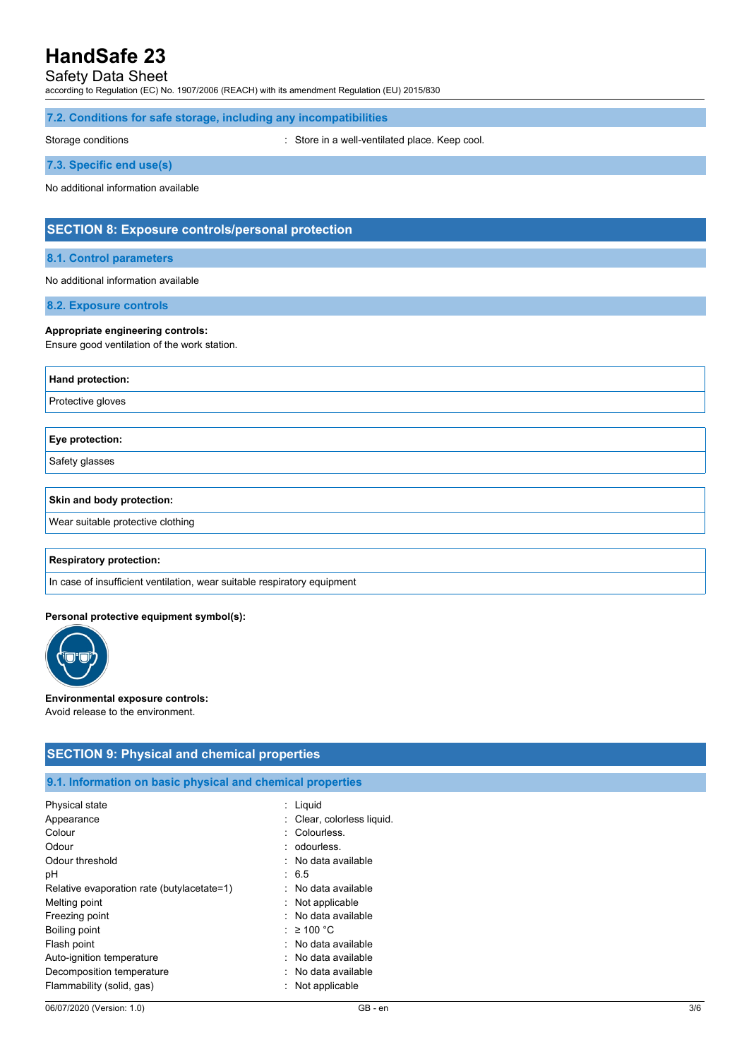### 7.2. Conditions for safe storage, including any incompatibilities

Storage conditions : Store in a well-ventilated place. Keep cool.

### 7.3. Specific end use(s)

No additional information available

## SECTION 8: Exposure controls/personal protection

### 8.1. Control parameters

No additional information available

### 8.2. Exposure controls

**Appropriate engineering controls:**
Ensure good ventilation of the work station.

| Hand protection: |
| --- |
| Protective gloves |

| Eye protection: |
| --- |
| Safety glasses |

| Skin and body protection: |
| --- |
| Wear suitable protective clothing |

| Respiratory protection: |
| --- |
| In case of insufficient ventilation, wear suitable respiratory equipment |

**Personal protective equipment symbol(s):**

**Environmental exposure controls:**
Avoid release to the environment.

## SECTION 9: Physical and chemical properties

### 9.1. Information on basic physical and chemical properties

| | |
| --- | --- |
| Physical state | : Liquid |
| Appearance | : Clear, colorless liquid. |
| Colour | : Colourless. |
| Odour | : odourless. |
| Odour threshold | : No data available |
| pH | : 6.5 |
| Relative evaporation rate (butylacetate=1) | : No data available |
| Melting point | : Not applicable |
| Freezing point | : No data available |
| Boiling point | : ≥ 100 °C |
| Flash point | : No data available |
| Auto-ignition temperature | : No data available |
| Decomposition temperature | : No data available |
| Flammability (solid, gas) | : Not applicable |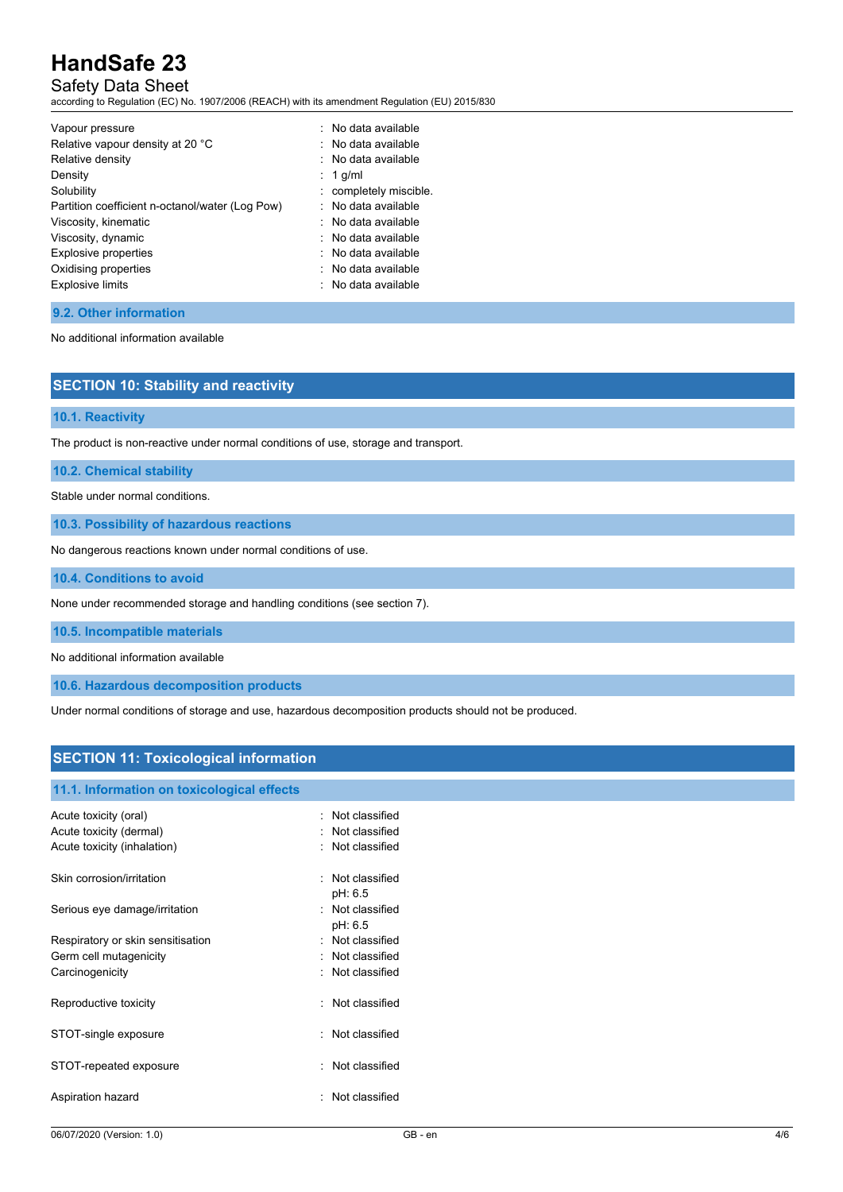| | |
|---|---|
| Vapour pressure | : No data available |
| Relative vapour density at 20 °C | : No data available |
| Relative density | : No data available |
| Density | : 1 g/ml |
| Solubility | : completely miscible. |
| Partition coefficient n-octanol/water (Log Pow) | : No data available |
| Viscosity, kinematic | : No data available |
| Viscosity, dynamic | : No data available |
| Explosive properties | : No data available |
| Oxidising properties | : No data available |
| Explosive limits | : No data available |

### 9.2. Other information

No additional information available

## SECTION 10: Stability and reactivity

### 10.1. Reactivity

The product is non-reactive under normal conditions of use, storage and transport.

### 10.2. Chemical stability

Stable under normal conditions.

### 10.3. Possibility of hazardous reactions

No dangerous reactions known under normal conditions of use.

### 10.4. Conditions to avoid

None under recommended storage and handling conditions (see section 7).

### 10.5. Incompatible materials

No additional information available

### 10.6. Hazardous decomposition products

Under normal conditions of storage and use, hazardous decomposition products should not be produced.

## SECTION 11: Toxicological information

### 11.1. Information on toxicological effects

| | |
|---|---|
| Acute toxicity (oral) | : Not classified |
| Acute toxicity (dermal) | : Not classified |
| Acute toxicity (inhalation) | : Not classified |
| Skin corrosion/irritation | : Not classified<br>pH: 6.5 |
| Serious eye damage/irritation | : Not classified<br>pH: 6.5 |
| Respiratory or skin sensitisation | : Not classified |
| Germ cell mutagenicity | : Not classified |
| Carcinogenicity | : Not classified |
| Reproductive toxicity | : Not classified |
| STOT-single exposure | : Not classified |
| STOT-repeated exposure | : Not classified |
| Aspiration hazard | : Not classified |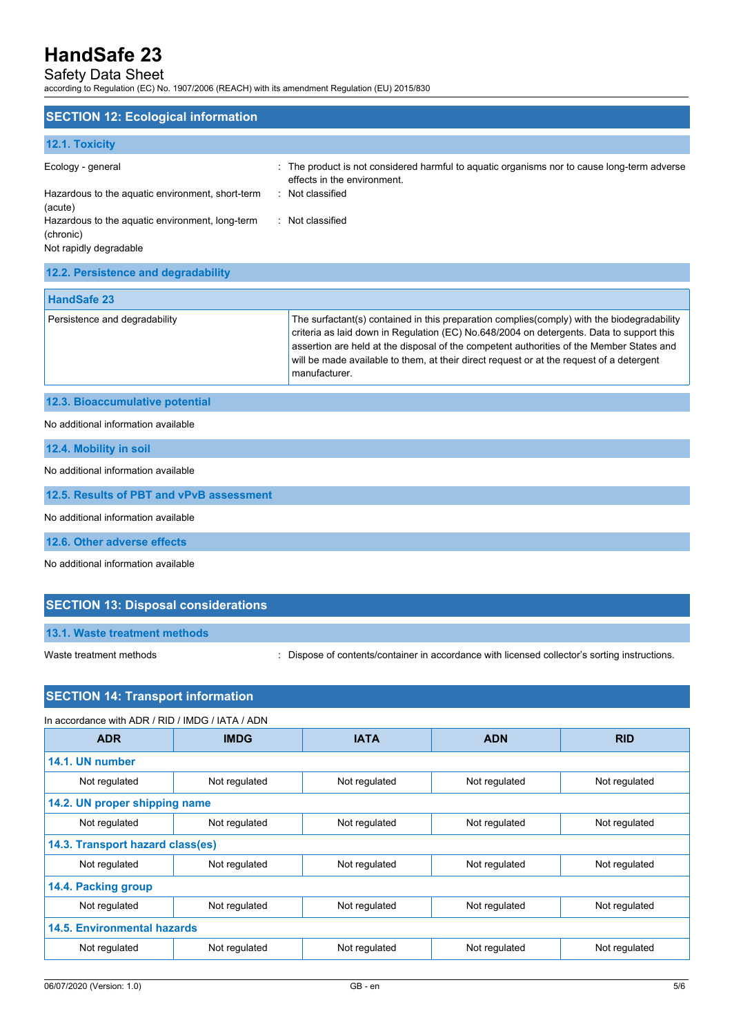## SECTION 12: Ecological information

### 12.1. Toxicity

| | |
|---|---|
| Ecology - general | : The product is not considered harmful to aquatic organisms nor to cause long-term adverse effects in the environment. |
| Hazardous to the aquatic environment, short-term (acute) | : Not classified |
| Hazardous to the aquatic environment, long-term (chronic) | : Not classified |

Not rapidly degradable

### 12.2. Persistence and degradability

| HandSafe 23 | |
|---|---|
| Persistence and degradability | The surfactant(s) contained in this preparation complies(comply) with the biodegradability criteria as laid down in Regulation (EC) No.648/2004 on detergents. Data to support this assertion are held at the disposal of the competent authorities of the Member States and will be made available to them, at their direct request or at the request of a detergent manufacturer. |

### 12.3. Bioaccumulative potential

No additional information available

### 12.4. Mobility in soil

No additional information available

### 12.5. Results of PBT and vPvB assessment

No additional information available

### 12.6. Other adverse effects

No additional information available

## SECTION 13: Disposal considerations

### 13.1. Waste treatment methods

Waste treatment methods : Dispose of contents/container in accordance with licensed collector's sorting instructions.

## SECTION 14: Transport information

In accordance with ADR / RID / IMDG / IATA / ADN

| ADR | IMDG | IATA | ADN | RID |
|---|---|---|---|---|
| **14.1. UN number** | | | | |
| Not regulated | Not regulated | Not regulated | Not regulated | Not regulated |
| **14.2. UN proper shipping name** | | | | |
| Not regulated | Not regulated | Not regulated | Not regulated | Not regulated |
| **14.3. Transport hazard class(es)** | | | | |
| Not regulated | Not regulated | Not regulated | Not regulated | Not regulated |
| **14.4. Packing group** | | | | |
| Not regulated | Not regulated | Not regulated | Not regulated | Not regulated |
| **14.5. Environmental hazards** | | | | |
| Not regulated | Not regulated | Not regulated | Not regulated | Not regulated |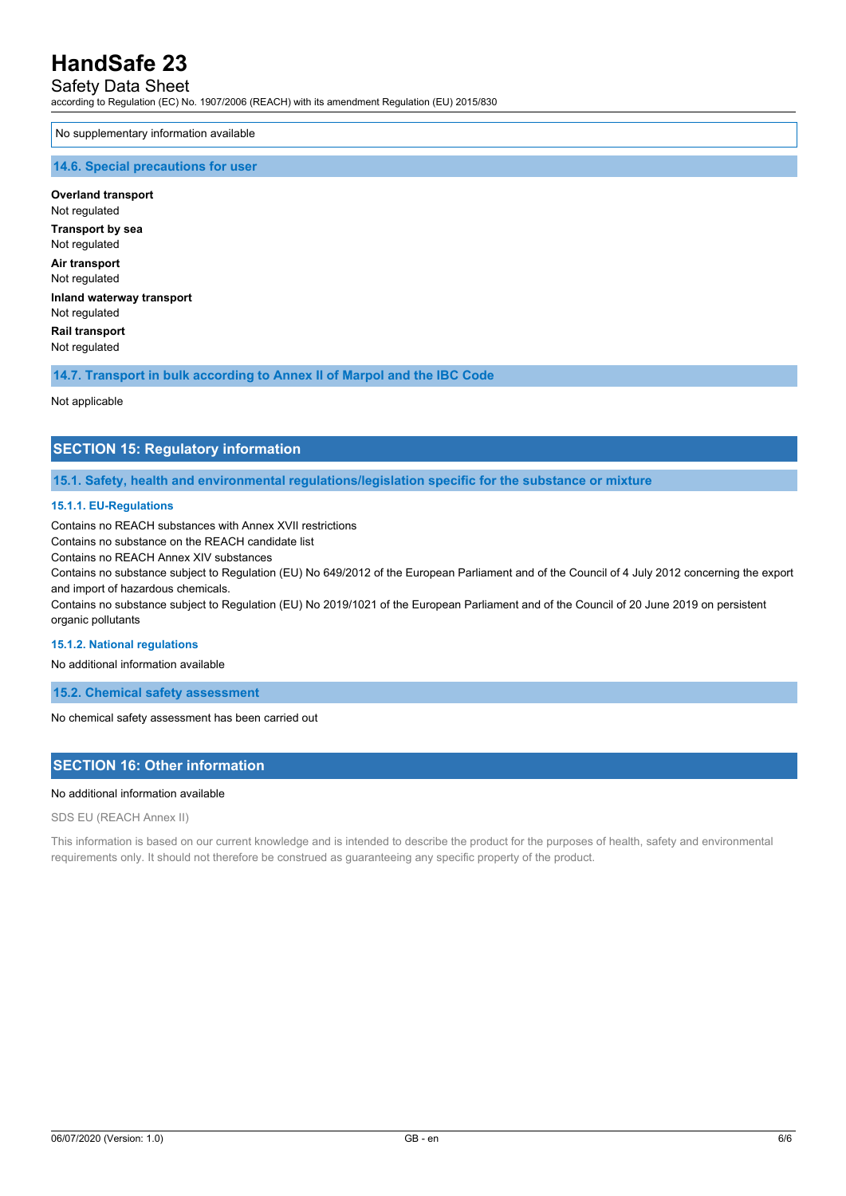No supplementary information available

### 14.6. Special precautions for user

**Overland transport**
Not regulated

**Transport by sea**
Not regulated

**Air transport**
Not regulated

**Inland waterway transport**
Not regulated

**Rail transport**
Not regulated

### 14.7. Transport in bulk according to Annex II of Marpol and the IBC Code

Not applicable

## SECTION 15: Regulatory information

### 15.1. Safety, health and environmental regulations/legislation specific for the substance or mixture

#### 15.1.1. EU-Regulations

Contains no REACH substances with Annex XVII restrictions
Contains no substance on the REACH candidate list
Contains no REACH Annex XIV substances
Contains no substance subject to Regulation (EU) No 649/2012 of the European Parliament and of the Council of 4 July 2012 concerning the export and import of hazardous chemicals.
Contains no substance subject to Regulation (EU) No 2019/1021 of the European Parliament and of the Council of 20 June 2019 on persistent organic pollutants

#### 15.1.2. National regulations

No additional information available

### 15.2. Chemical safety assessment

No chemical safety assessment has been carried out

## SECTION 16: Other information

No additional information available

SDS EU (REACH Annex II)

This information is based on our current knowledge and is intended to describe the product for the purposes of health, safety and environmental requirements only. It should not therefore be construed as guaranteeing any specific property of the product.